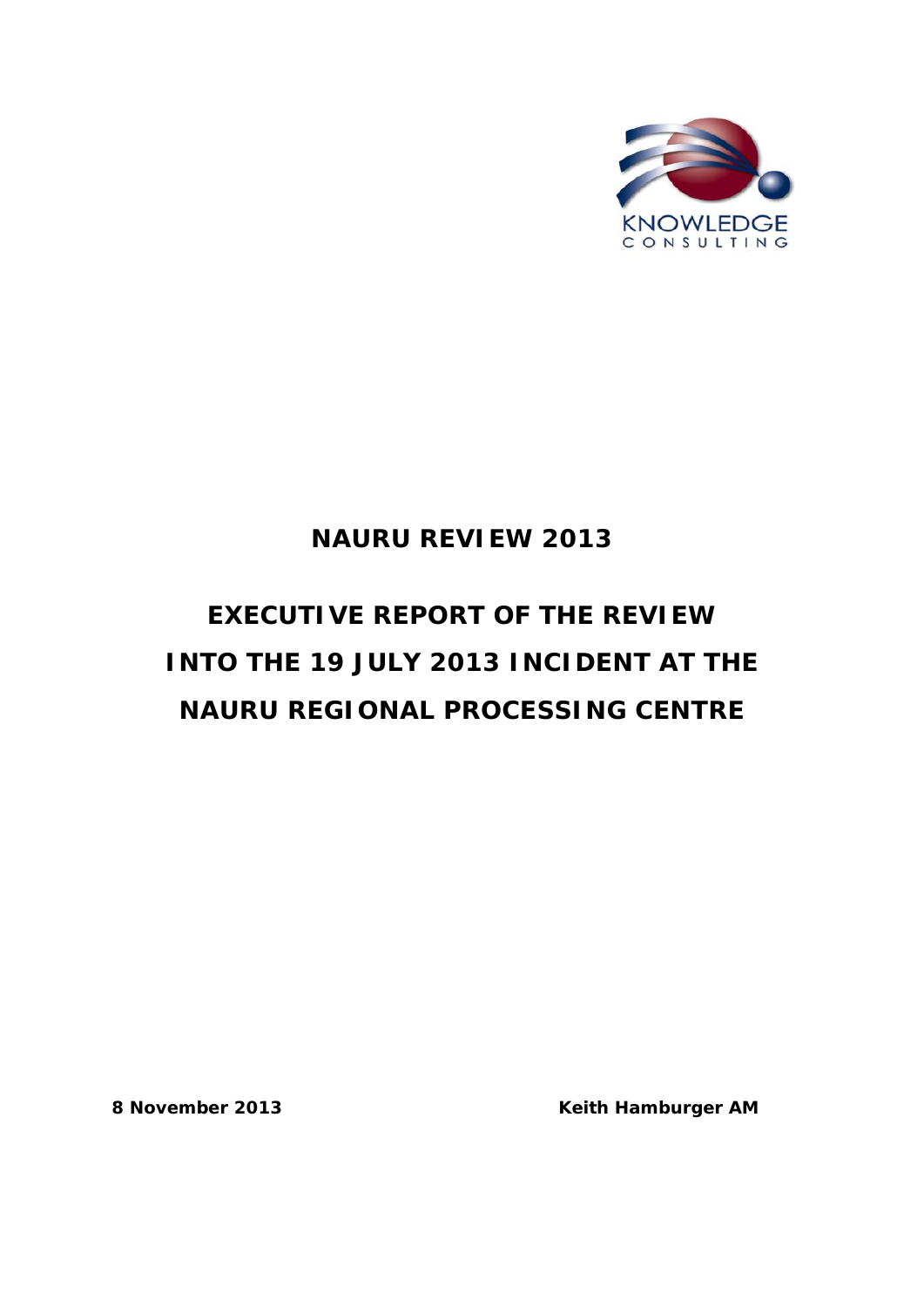KNOWLEDGE CONSULTING

# NAURU REVIEW 2013

# EXECUTIVE REPORT OF THE REVIEW INTO THE 19 JULY 2013 INCIDENT AT THE NAURU REGIONAL PROCESSING CENTRE

**8 November 2013** **Keith Hamburger AM**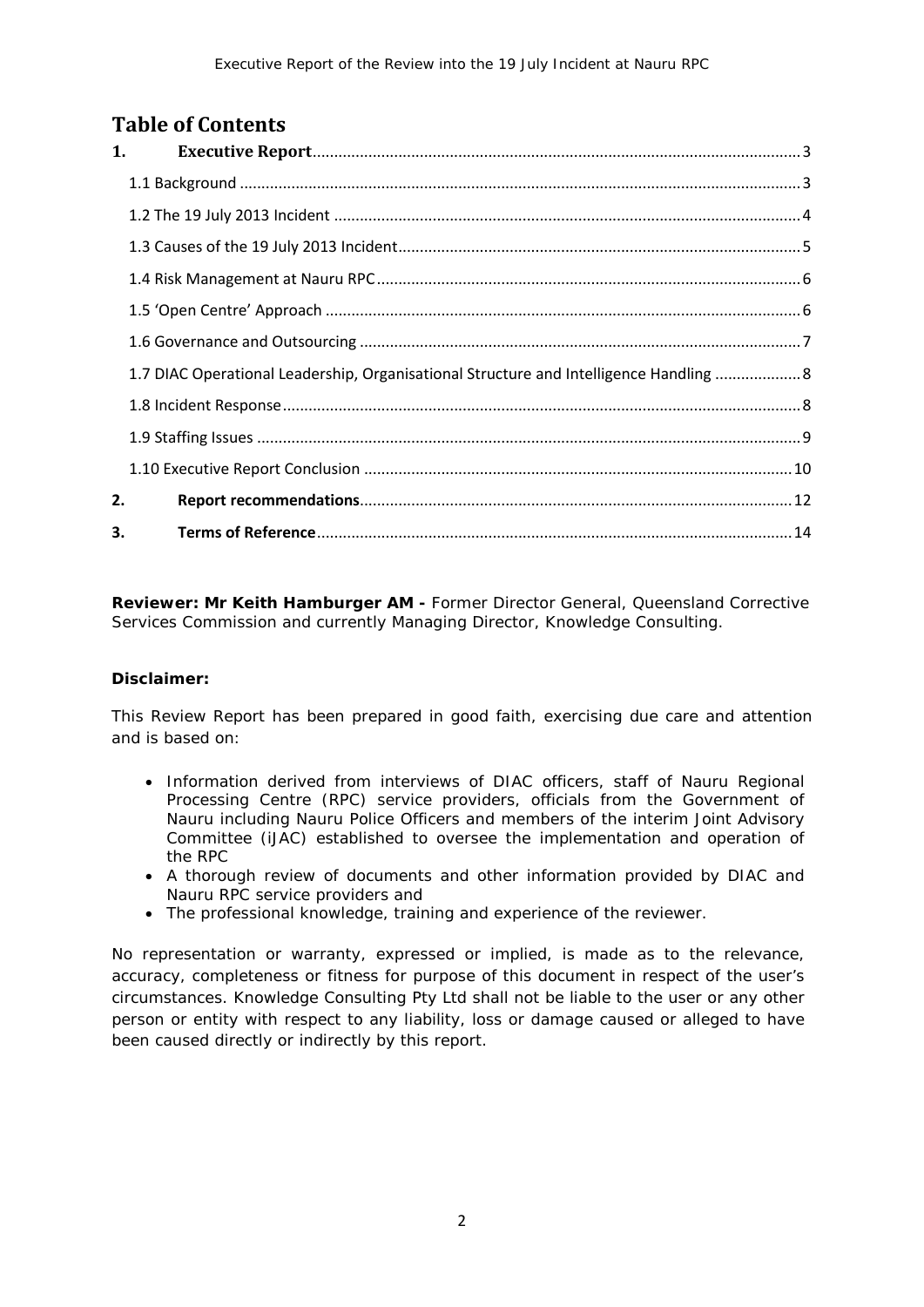# Table of Contents

1. **Executive Report** ........ 3
   - 1.1 Background ........ 3
   - 1.2 The 19 July 2013 Incident ........ 4
   - 1.3 Causes of the 19 July 2013 Incident ........ 5
   - 1.4 Risk Management at Nauru RPC ........ 6
   - 1.5 'Open Centre' Approach ........ 6
   - 1.6 Governance and Outsourcing ........ 7
   - 1.7 DIAC Operational Leadership, Organisational Structure and Intelligence Handling ........ 8
   - 1.8 Incident Response ........ 8
   - 1.9 Staffing Issues ........ 9
   - 1.10 Executive Report Conclusion ........ 10
2. **Report recommendations** ........ 12
3. **Terms of Reference** ........ 14

**Reviewer: Mr Keith Hamburger AM -** Former Director General, Queensland Corrective Services Commission and currently Managing Director, Knowledge Consulting.

**Disclaimer:**

This Review Report has been prepared in good faith, exercising due care and attention and is based on:

- Information derived from interviews of DIAC officers, staff of Nauru Regional Processing Centre (RPC) service providers, officials from the Government of Nauru including Nauru Police Officers and members of the interim Joint Advisory Committee (iJAC) established to oversee the implementation and operation of the RPC
- A thorough review of documents and other information provided by DIAC and Nauru RPC service providers and
- The professional knowledge, training and experience of the reviewer.

No representation or warranty, expressed or implied, is made as to the relevance, accuracy, completeness or fitness for purpose of this document in respect of the user's circumstances. Knowledge Consulting Pty Ltd shall not be liable to the user or any other person or entity with respect to any liability, loss or damage caused or alleged to have been caused directly or indirectly by this report.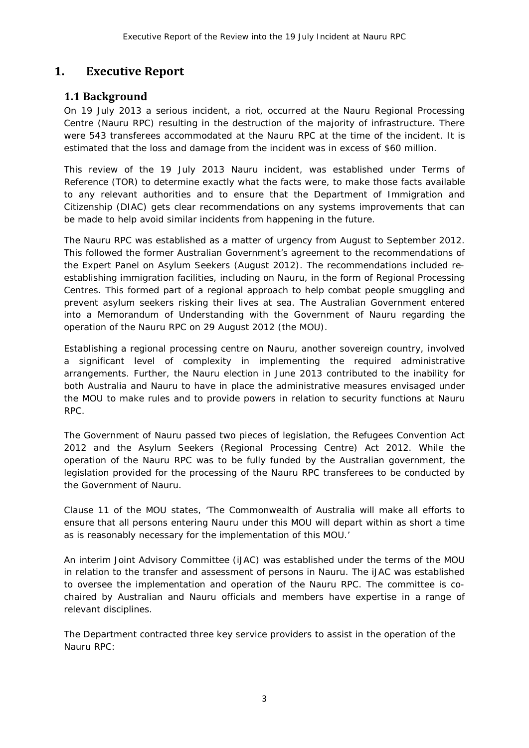# 1. Executive Report

## 1.1 Background

On 19 July 2013 a serious incident, a riot, occurred at the Nauru Regional Processing Centre (Nauru RPC) resulting in the destruction of the majority of infrastructure. There were 543 transferees accommodated at the Nauru RPC at the time of the incident. It is estimated that the loss and damage from the incident was in excess of $60 million.

This review of the 19 July 2013 Nauru incident, was established under Terms of Reference (TOR) to determine exactly what the facts were, to make those facts available to any relevant authorities and to ensure that the Department of Immigration and Citizenship (DIAC) gets clear recommendations on any systems improvements that can be made to help avoid similar incidents from happening in the future.

The Nauru RPC was established as a matter of urgency from August to September 2012. This followed the former Australian Government's agreement to the recommendations of the Expert Panel on Asylum Seekers (August 2012). The recommendations included re-establishing immigration facilities, including on Nauru, in the form of Regional Processing Centres. This formed part of a regional approach to help combat people smuggling and prevent asylum seekers risking their lives at sea. The Australian Government entered into a Memorandum of Understanding with the Government of Nauru regarding the operation of the Nauru RPC on 29 August 2012 (the MOU).

Establishing a regional processing centre on Nauru, another sovereign country, involved a significant level of complexity in implementing the required administrative arrangements. Further, the Nauru election in June 2013 contributed to the inability for both Australia and Nauru to have in place the administrative measures envisaged under the MOU to make rules and to provide powers in relation to security functions at Nauru RPC.

The Government of Nauru passed two pieces of legislation, the Refugees Convention Act 2012 and the Asylum Seekers (Regional Processing Centre) Act 2012. While the operation of the Nauru RPC was to be fully funded by the Australian government, the legislation provided for the processing of the Nauru RPC transferees to be conducted by the Government of Nauru.

Clause 11 of the MOU states, 'The Commonwealth of Australia will make all efforts to ensure that all persons entering Nauru under this MOU will depart within as short a time as is reasonably necessary for the implementation of this MOU.'

An interim Joint Advisory Committee (iJAC) was established under the terms of the MOU in relation to the transfer and assessment of persons in Nauru. The iJAC was established to oversee the implementation and operation of the Nauru RPC. The committee is co-chaired by Australian and Nauru officials and members have expertise in a range of relevant disciplines.

The Department contracted three key service providers to assist in the operation of the Nauru RPC: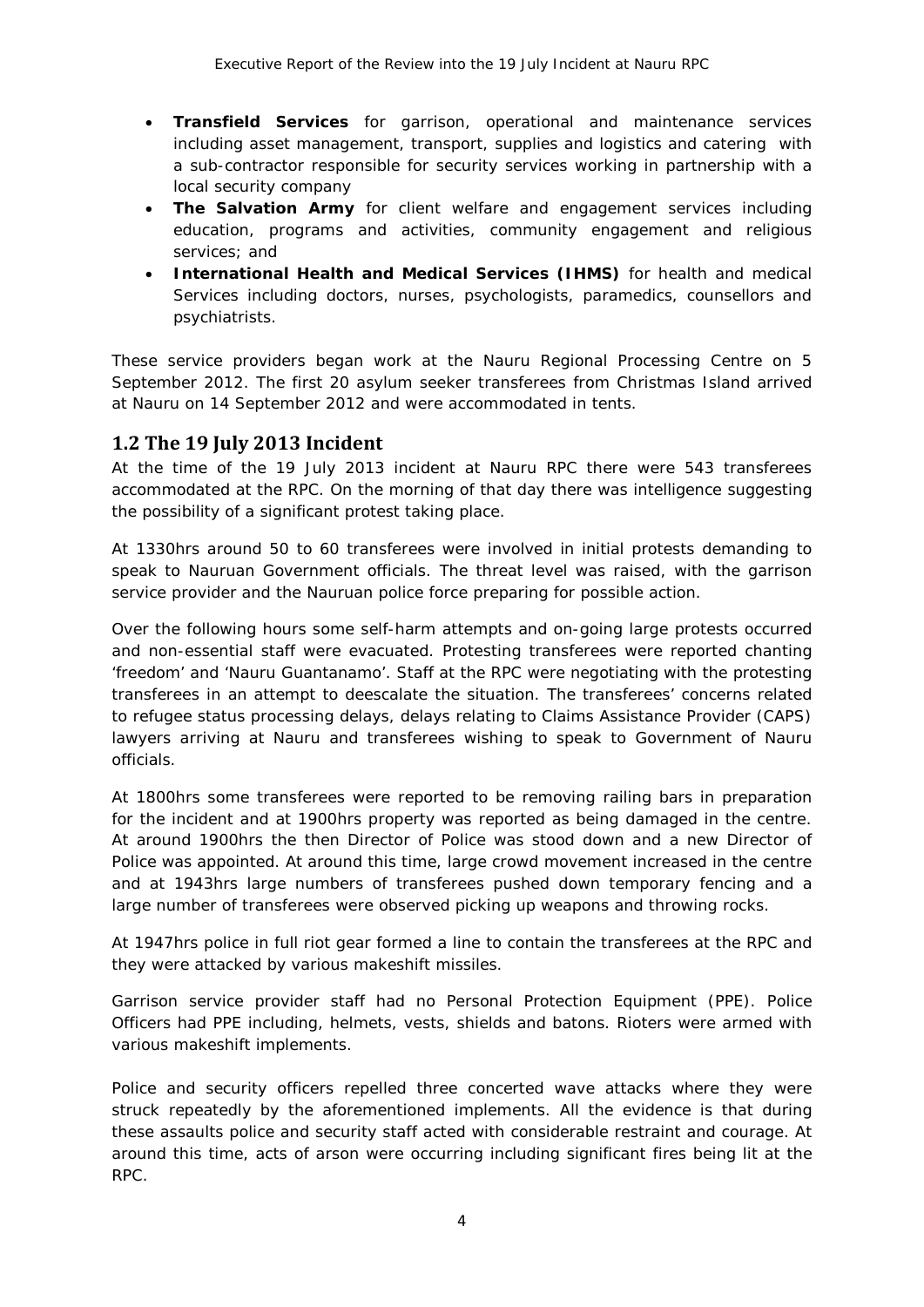- **Transfield Services** for garrison, operational and maintenance services including asset management, transport, supplies and logistics and catering with a sub-contractor responsible for security services working in partnership with a local security company
- **The Salvation Army** for client welfare and engagement services including education, programs and activities, community engagement and religious services; and
- **International Health and Medical Services (IHMS)** for health and medical Services including doctors, nurses, psychologists, paramedics, counsellors and psychiatrists.

These service providers began work at the Nauru Regional Processing Centre on 5 September 2012. The first 20 asylum seeker transferees from Christmas Island arrived at Nauru on 14 September 2012 and were accommodated in tents.

## 1.2 The 19 July 2013 Incident

At the time of the 19 July 2013 incident at Nauru RPC there were 543 transferees accommodated at the RPC. On the morning of that day there was intelligence suggesting the possibility of a significant protest taking place.

At 1330hrs around 50 to 60 transferees were involved in initial protests demanding to speak to Nauruan Government officials. The threat level was raised, with the garrison service provider and the Nauruan police force preparing for possible action.

Over the following hours some self-harm attempts and on-going large protests occurred and non-essential staff were evacuated. Protesting transferees were reported chanting 'freedom' and 'Nauru Guantanamo'. Staff at the RPC were negotiating with the protesting transferees in an attempt to deescalate the situation. The transferees' concerns related to refugee status processing delays, delays relating to Claims Assistance Provider (CAPS) lawyers arriving at Nauru and transferees wishing to speak to Government of Nauru officials.

At 1800hrs some transferees were reported to be removing railing bars in preparation for the incident and at 1900hrs property was reported as being damaged in the centre. At around 1900hrs the then Director of Police was stood down and a new Director of Police was appointed. At around this time, large crowd movement increased in the centre and at 1943hrs large numbers of transferees pushed down temporary fencing and a large number of transferees were observed picking up weapons and throwing rocks.

At 1947hrs police in full riot gear formed a line to contain the transferees at the RPC and they were attacked by various makeshift missiles.

Garrison service provider staff had no Personal Protection Equipment (PPE). Police Officers had PPE including, helmets, vests, shields and batons. Rioters were armed with various makeshift implements.

Police and security officers repelled three concerted wave attacks where they were struck repeatedly by the aforementioned implements. All the evidence is that during these assaults police and security staff acted with considerable restraint and courage. At around this time, acts of arson were occurring including significant fires being lit at the RPC.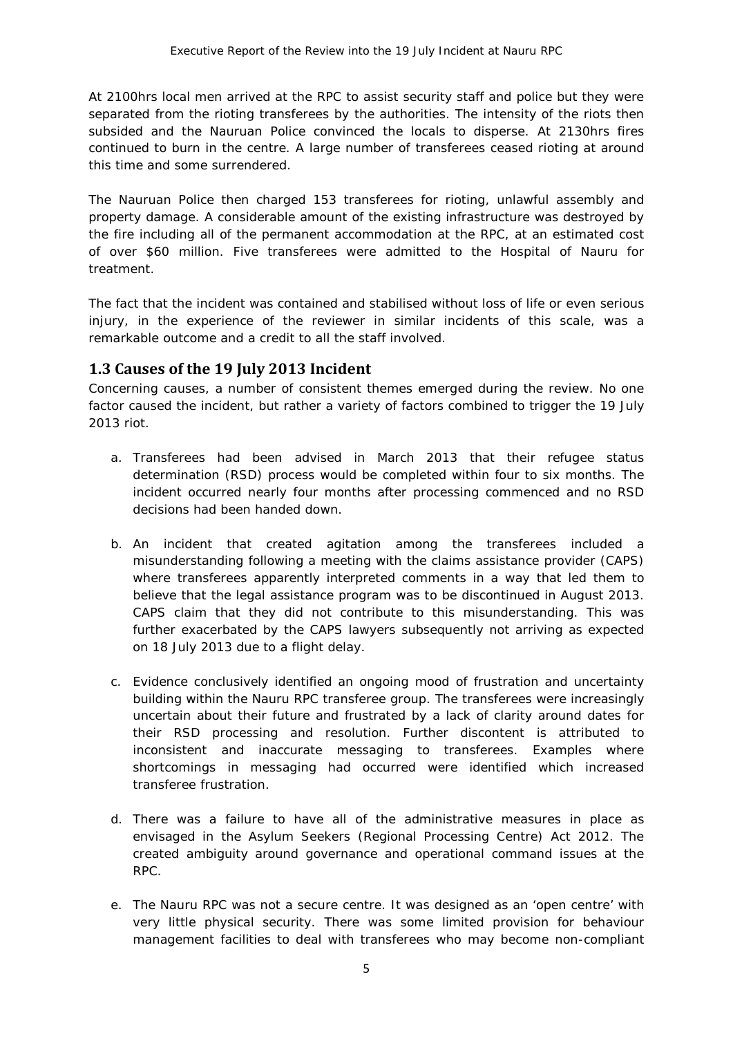At 2100hrs local men arrived at the RPC to assist security staff and police but they were separated from the rioting transferees by the authorities. The intensity of the riots then subsided and the Nauruan Police convinced the locals to disperse. At 2130hrs fires continued to burn in the centre. A large number of transferees ceased rioting at around this time and some surrendered.

The Nauruan Police then charged 153 transferees for rioting, unlawful assembly and property damage. A considerable amount of the existing infrastructure was destroyed by the fire including all of the permanent accommodation at the RPC, at an estimated cost of over $60 million. Five transferees were admitted to the Hospital of Nauru for treatment.

The fact that the incident was contained and stabilised without loss of life or even serious injury, in the experience of the reviewer in similar incidents of this scale, was a remarkable outcome and a credit to all the staff involved.

## 1.3 Causes of the 19 July 2013 Incident

Concerning causes, a number of consistent themes emerged during the review. No one factor caused the incident, but rather a variety of factors combined to trigger the 19 July 2013 riot.

a. Transferees had been advised in March 2013 that their refugee status determination (RSD) process would be completed within four to six months. The incident occurred nearly four months after processing commenced and no RSD decisions had been handed down.

b. An incident that created agitation among the transferees included a misunderstanding following a meeting with the claims assistance provider (CAPS) where transferees apparently interpreted comments in a way that led them to believe that the legal assistance program was to be discontinued in August 2013. CAPS claim that they did not contribute to this misunderstanding. This was further exacerbated by the CAPS lawyers subsequently not arriving as expected on 18 July 2013 due to a flight delay.

c. Evidence conclusively identified an ongoing mood of frustration and uncertainty building within the Nauru RPC transferee group. The transferees were increasingly uncertain about their future and frustrated by a lack of clarity around dates for their RSD processing and resolution. Further discontent is attributed to inconsistent and inaccurate messaging to transferees. Examples where shortcomings in messaging had occurred were identified which increased transferee frustration.

d. There was a failure to have all of the administrative measures in place as envisaged in the Asylum Seekers (Regional Processing Centre) Act 2012. The created ambiguity around governance and operational command issues at the RPC.

e. The Nauru RPC was not a secure centre. It was designed as an 'open centre' with very little physical security. There was some limited provision for behaviour management facilities to deal with transferees who may become non-compliant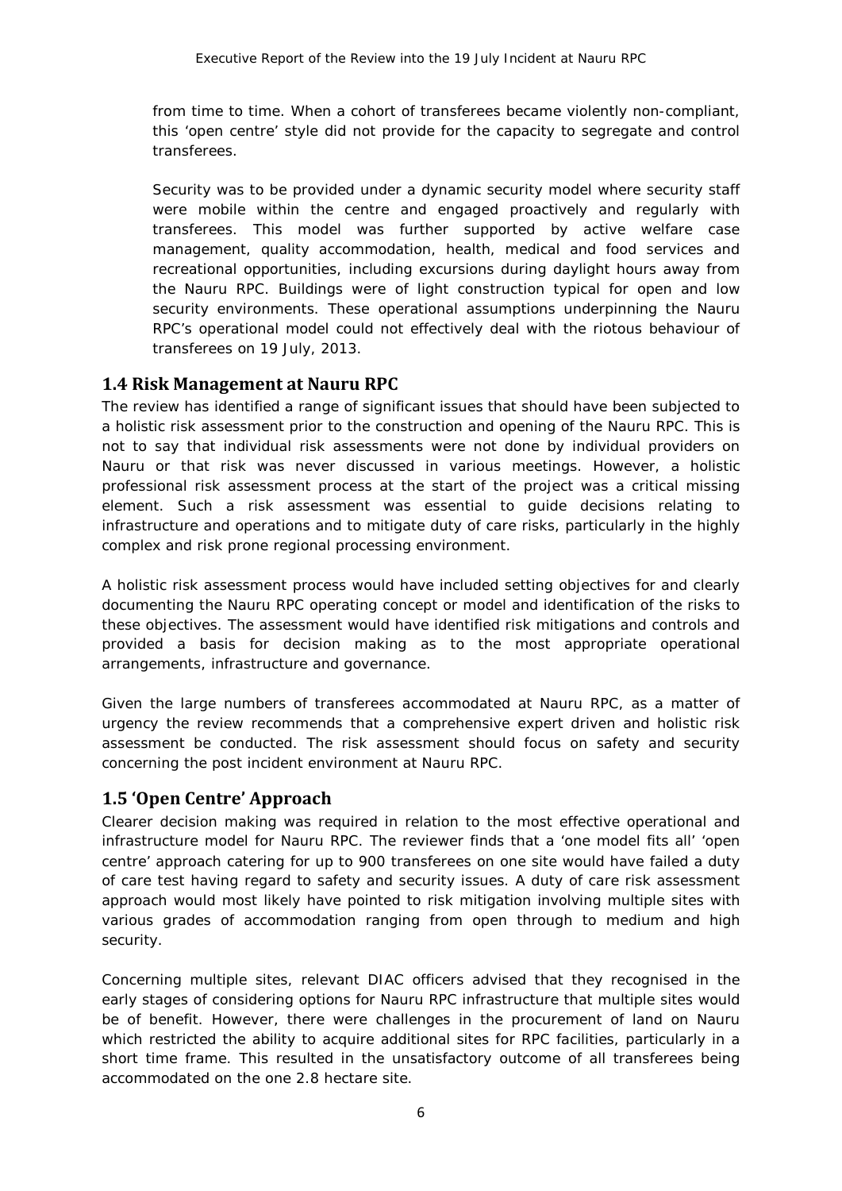from time to time. When a cohort of transferees became violently non-compliant, this 'open centre' style did not provide for the capacity to segregate and control transferees.

Security was to be provided under a dynamic security model where security staff were mobile within the centre and engaged proactively and regularly with transferees. This model was further supported by active welfare case management, quality accommodation, health, medical and food services and recreational opportunities, including excursions during daylight hours away from the Nauru RPC. Buildings were of light construction typical for open and low security environments. These operational assumptions underpinning the Nauru RPC's operational model could not effectively deal with the riotous behaviour of transferees on 19 July, 2013.

## 1.4 Risk Management at Nauru RPC

The review has identified a range of significant issues that should have been subjected to a holistic risk assessment prior to the construction and opening of the Nauru RPC. This is not to say that individual risk assessments were not done by individual providers on Nauru or that risk was never discussed in various meetings. However, a holistic professional risk assessment process at the start of the project was a critical missing element. Such a risk assessment was essential to guide decisions relating to infrastructure and operations and to mitigate duty of care risks, particularly in the highly complex and risk prone regional processing environment.

A holistic risk assessment process would have included setting objectives for and clearly documenting the Nauru RPC operating concept or model and identification of the risks to these objectives. The assessment would have identified risk mitigations and controls and provided a basis for decision making as to the most appropriate operational arrangements, infrastructure and governance.

Given the large numbers of transferees accommodated at Nauru RPC, as a matter of urgency the review recommends that a comprehensive expert driven and holistic risk assessment be conducted. The risk assessment should focus on safety and security concerning the post incident environment at Nauru RPC.

## 1.5 'Open Centre' Approach

Clearer decision making was required in relation to the most effective operational and infrastructure model for Nauru RPC. The reviewer finds that a 'one model fits all' 'open centre' approach catering for up to 900 transferees on one site would have failed a duty of care test having regard to safety and security issues. A duty of care risk assessment approach would most likely have pointed to risk mitigation involving multiple sites with various grades of accommodation ranging from open through to medium and high security.

Concerning multiple sites, relevant DIAC officers advised that they recognised in the early stages of considering options for Nauru RPC infrastructure that multiple sites would be of benefit. However, there were challenges in the procurement of land on Nauru which restricted the ability to acquire additional sites for RPC facilities, particularly in a short time frame. This resulted in the unsatisfactory outcome of all transferees being accommodated on the one 2.8 hectare site.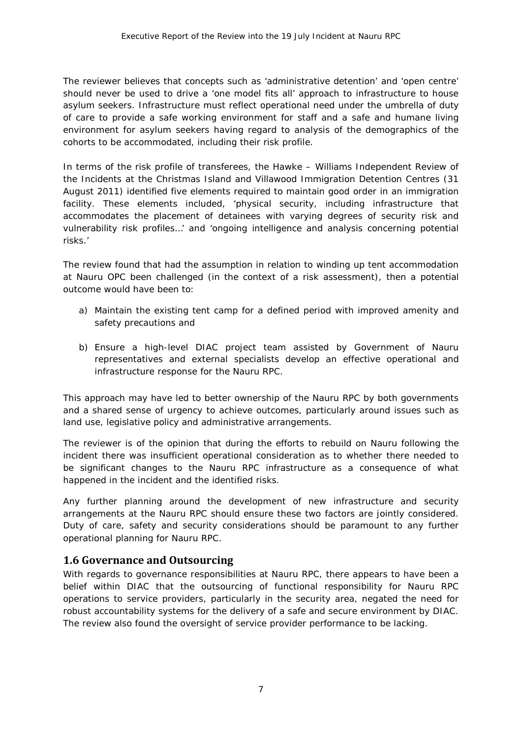The reviewer believes that concepts such as 'administrative detention' and 'open centre' should never be used to drive a 'one model fits all' approach to infrastructure to house asylum seekers. Infrastructure must reflect operational need under the umbrella of duty of care to provide a safe working environment for staff and a safe and humane living environment for asylum seekers having regard to analysis of the demographics of the cohorts to be accommodated, including their risk profile.

In terms of the risk profile of transferees, the Hawke – Williams Independent Review of the Incidents at the Christmas Island and Villawood Immigration Detention Centres (31 August 2011) identified five elements required to maintain good order in an immigration facility. These elements included, 'physical security, including infrastructure that accommodates the placement of detainees with varying degrees of security risk and vulnerability risk profiles…' and 'ongoing intelligence and analysis concerning potential risks.'

The review found that had the assumption in relation to winding up tent accommodation at Nauru OPC been challenged (in the context of a risk assessment), then a potential outcome would have been to:

a) Maintain the existing tent camp for a defined period with improved amenity and safety precautions and

b) Ensure a high-level DIAC project team assisted by Government of Nauru representatives and external specialists develop an effective operational and infrastructure response for the Nauru RPC.

This approach may have led to better ownership of the Nauru RPC by both governments and a shared sense of urgency to achieve outcomes, particularly around issues such as land use, legislative policy and administrative arrangements.

The reviewer is of the opinion that during the efforts to rebuild on Nauru following the incident there was insufficient operational consideration as to whether there needed to be significant changes to the Nauru RPC infrastructure as a consequence of what happened in the incident and the identified risks.

Any further planning around the development of new infrastructure and security arrangements at the Nauru RPC should ensure these two factors are jointly considered. Duty of care, safety and security considerations should be paramount to any further operational planning for Nauru RPC.

## 1.6 Governance and Outsourcing

With regards to governance responsibilities at Nauru RPC, there appears to have been a belief within DIAC that the outsourcing of functional responsibility for Nauru RPC operations to service providers, particularly in the security area, negated the need for robust accountability systems for the delivery of a safe and secure environment by DIAC. The review also found the oversight of service provider performance to be lacking.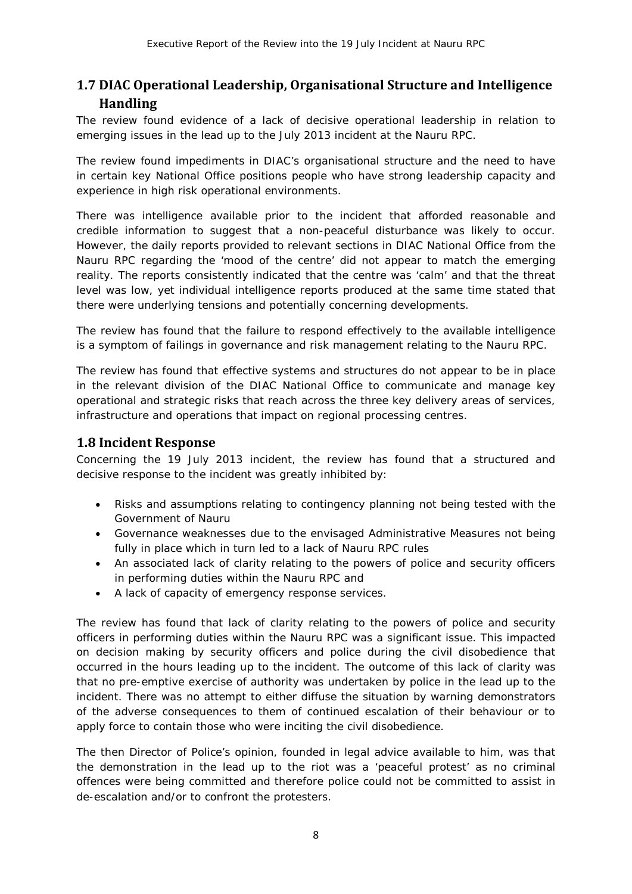## 1.7 DIAC Operational Leadership, Organisational Structure and Intelligence Handling

The review found evidence of a lack of decisive operational leadership in relation to emerging issues in the lead up to the July 2013 incident at the Nauru RPC.

The review found impediments in DIAC's organisational structure and the need to have in certain key National Office positions people who have strong leadership capacity and experience in high risk operational environments.

There was intelligence available prior to the incident that afforded reasonable and credible information to suggest that a non-peaceful disturbance was likely to occur. However, the daily reports provided to relevant sections in DIAC National Office from the Nauru RPC regarding the 'mood of the centre' did not appear to match the emerging reality. The reports consistently indicated that the centre was 'calm' and that the threat level was low, yet individual intelligence reports produced at the same time stated that there were underlying tensions and potentially concerning developments.

The review has found that the failure to respond effectively to the available intelligence is a symptom of failings in governance and risk management relating to the Nauru RPC.

The review has found that effective systems and structures do not appear to be in place in the relevant division of the DIAC National Office to communicate and manage key operational and strategic risks that reach across the three key delivery areas of services, infrastructure and operations that impact on regional processing centres.

## 1.8 Incident Response

Concerning the 19 July 2013 incident, the review has found that a structured and decisive response to the incident was greatly inhibited by:

- Risks and assumptions relating to contingency planning not being tested with the Government of Nauru
- Governance weaknesses due to the envisaged Administrative Measures not being fully in place which in turn led to a lack of Nauru RPC rules
- An associated lack of clarity relating to the powers of police and security officers in performing duties within the Nauru RPC and
- A lack of capacity of emergency response services.

The review has found that lack of clarity relating to the powers of police and security officers in performing duties within the Nauru RPC was a significant issue. This impacted on decision making by security officers and police during the civil disobedience that occurred in the hours leading up to the incident. The outcome of this lack of clarity was that no pre-emptive exercise of authority was undertaken by police in the lead up to the incident. There was no attempt to either diffuse the situation by warning demonstrators of the adverse consequences to them of continued escalation of their behaviour or to apply force to contain those who were inciting the civil disobedience.

The then Director of Police's opinion, founded in legal advice available to him, was that the demonstration in the lead up to the riot was a 'peaceful protest' as no criminal offences were being committed and therefore police could not be committed to assist in de-escalation and/or to confront the protesters.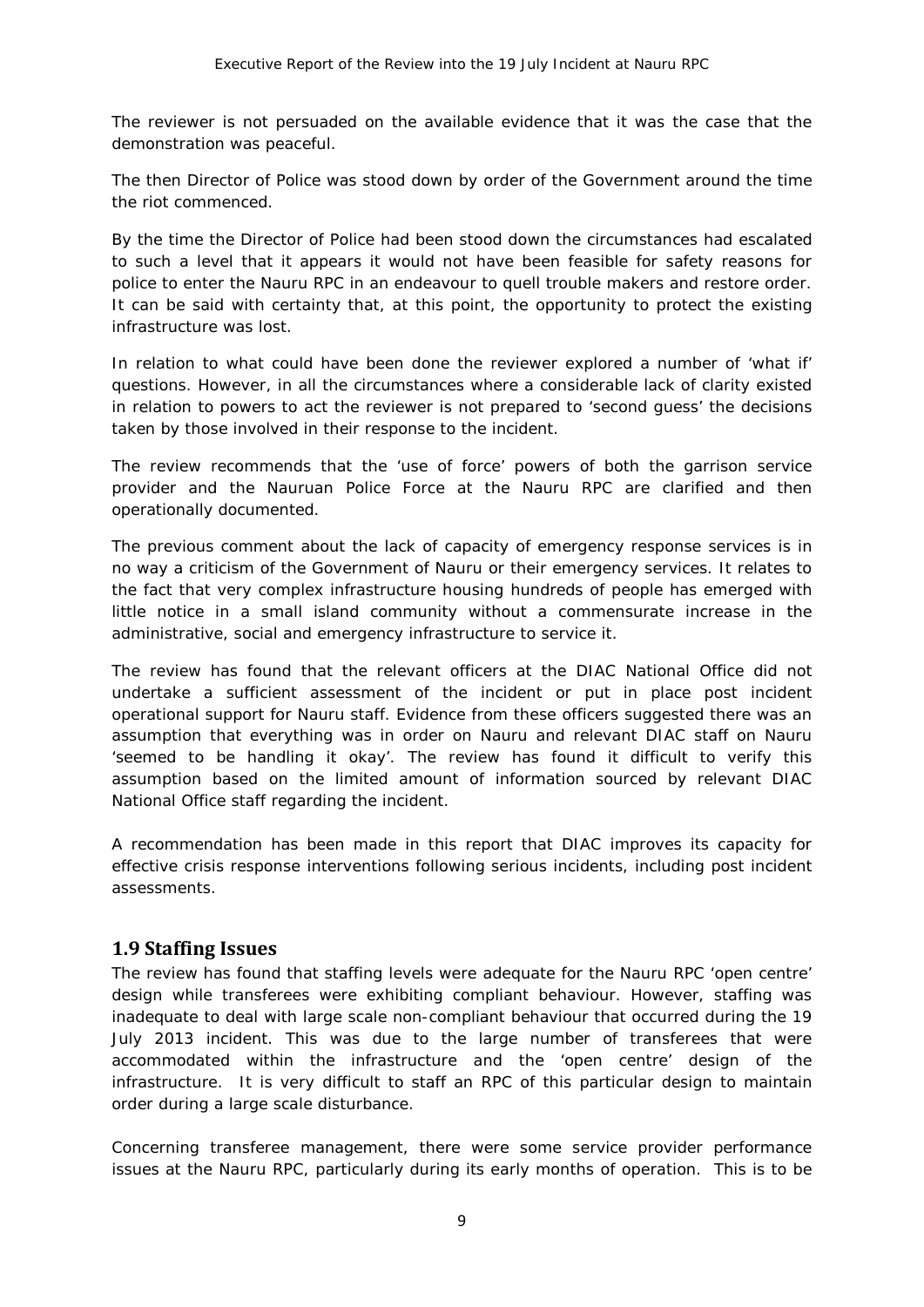The reviewer is not persuaded on the available evidence that it was the case that the demonstration was peaceful.

The then Director of Police was stood down by order of the Government around the time the riot commenced.

By the time the Director of Police had been stood down the circumstances had escalated to such a level that it appears it would not have been feasible for safety reasons for police to enter the Nauru RPC in an endeavour to quell trouble makers and restore order. It can be said with certainty that, at this point, the opportunity to protect the existing infrastructure was lost.

In relation to what could have been done the reviewer explored a number of 'what if' questions. However, in all the circumstances where a considerable lack of clarity existed in relation to powers to act the reviewer is not prepared to 'second guess' the decisions taken by those involved in their response to the incident.

The review recommends that the 'use of force' powers of both the garrison service provider and the Nauruan Police Force at the Nauru RPC are clarified and then operationally documented.

The previous comment about the lack of capacity of emergency response services is in no way a criticism of the Government of Nauru or their emergency services. It relates to the fact that very complex infrastructure housing hundreds of people has emerged with little notice in a small island community without a commensurate increase in the administrative, social and emergency infrastructure to service it.

The review has found that the relevant officers at the DIAC National Office did not undertake a sufficient assessment of the incident or put in place post incident operational support for Nauru staff. Evidence from these officers suggested there was an assumption that everything was in order on Nauru and relevant DIAC staff on Nauru 'seemed to be handling it okay'. The review has found it difficult to verify this assumption based on the limited amount of information sourced by relevant DIAC National Office staff regarding the incident.

A recommendation has been made in this report that DIAC improves its capacity for effective crisis response interventions following serious incidents, including post incident assessments.

## 1.9 Staffing Issues

The review has found that staffing levels were adequate for the Nauru RPC 'open centre' design while transferees were exhibiting compliant behaviour. However, staffing was inadequate to deal with large scale non-compliant behaviour that occurred during the 19 July 2013 incident. This was due to the large number of transferees that were accommodated within the infrastructure and the 'open centre' design of the infrastructure. It is very difficult to staff an RPC of this particular design to maintain order during a large scale disturbance.

Concerning transferee management, there were some service provider performance issues at the Nauru RPC, particularly during its early months of operation. This is to be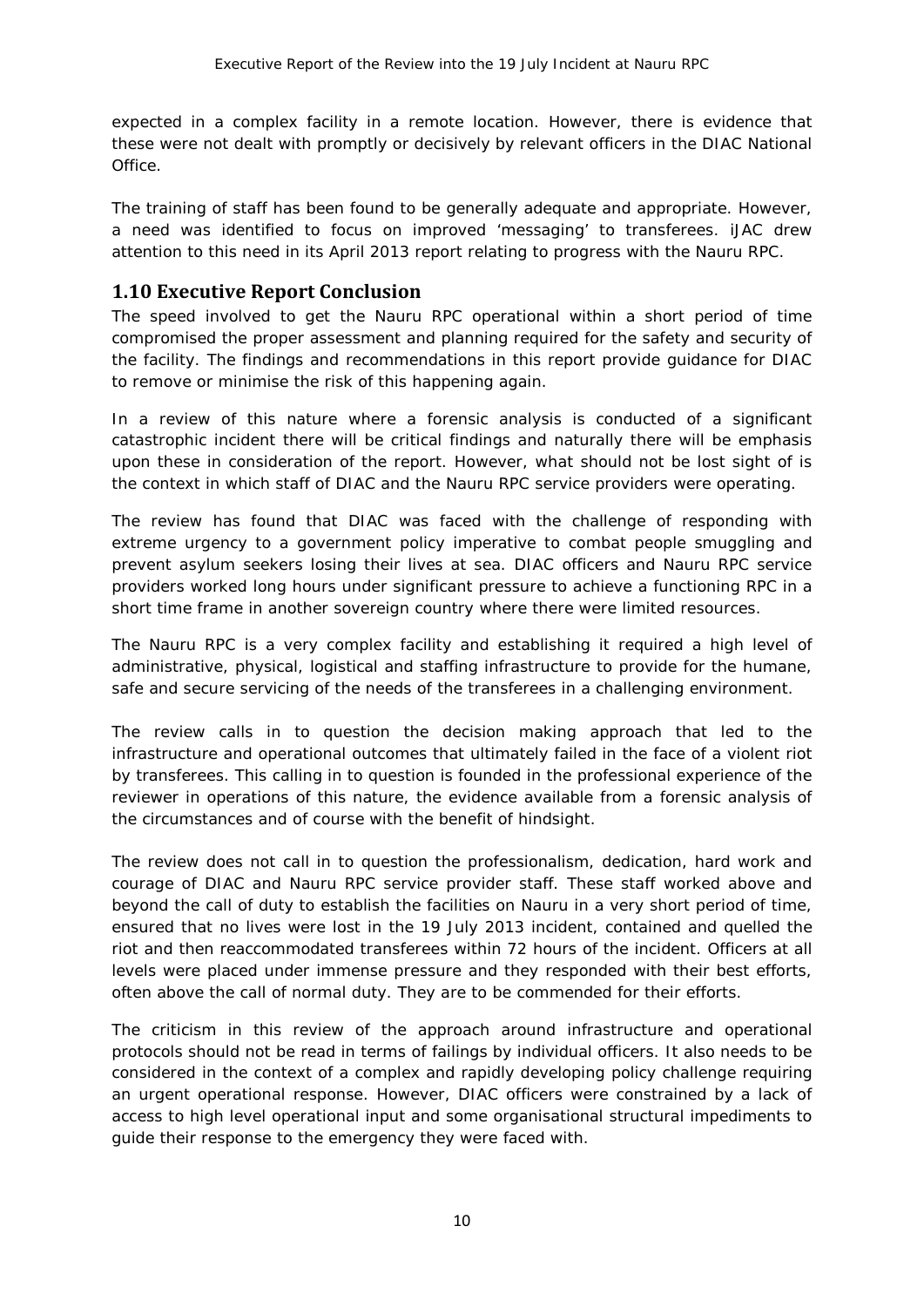expected in a complex facility in a remote location. However, there is evidence that these were not dealt with promptly or decisively by relevant officers in the DIAC National Office.

The training of staff has been found to be generally adequate and appropriate. However, a need was identified to focus on improved 'messaging' to transferees. iJAC drew attention to this need in its April 2013 report relating to progress with the Nauru RPC.

## 1.10 Executive Report Conclusion

The speed involved to get the Nauru RPC operational within a short period of time compromised the proper assessment and planning required for the safety and security of the facility. The findings and recommendations in this report provide guidance for DIAC to remove or minimise the risk of this happening again.

In a review of this nature where a forensic analysis is conducted of a significant catastrophic incident there will be critical findings and naturally there will be emphasis upon these in consideration of the report. However, what should not be lost sight of is the context in which staff of DIAC and the Nauru RPC service providers were operating.

The review has found that DIAC was faced with the challenge of responding with extreme urgency to a government policy imperative to combat people smuggling and prevent asylum seekers losing their lives at sea. DIAC officers and Nauru RPC service providers worked long hours under significant pressure to achieve a functioning RPC in a short time frame in another sovereign country where there were limited resources.

The Nauru RPC is a very complex facility and establishing it required a high level of administrative, physical, logistical and staffing infrastructure to provide for the humane, safe and secure servicing of the needs of the transferees in a challenging environment.

The review calls in to question the decision making approach that led to the infrastructure and operational outcomes that ultimately failed in the face of a violent riot by transferees. This calling in to question is founded in the professional experience of the reviewer in operations of this nature, the evidence available from a forensic analysis of the circumstances and of course with the benefit of hindsight.

The review does not call in to question the professionalism, dedication, hard work and courage of DIAC and Nauru RPC service provider staff. These staff worked above and beyond the call of duty to establish the facilities on Nauru in a very short period of time, ensured that no lives were lost in the 19 July 2013 incident, contained and quelled the riot and then reaccommodated transferees within 72 hours of the incident. Officers at all levels were placed under immense pressure and they responded with their best efforts, often above the call of normal duty. They are to be commended for their efforts.

The criticism in this review of the approach around infrastructure and operational protocols should not be read in terms of failings by individual officers. It also needs to be considered in the context of a complex and rapidly developing policy challenge requiring an urgent operational response. However, DIAC officers were constrained by a lack of access to high level operational input and some organisational structural impediments to guide their response to the emergency they were faced with.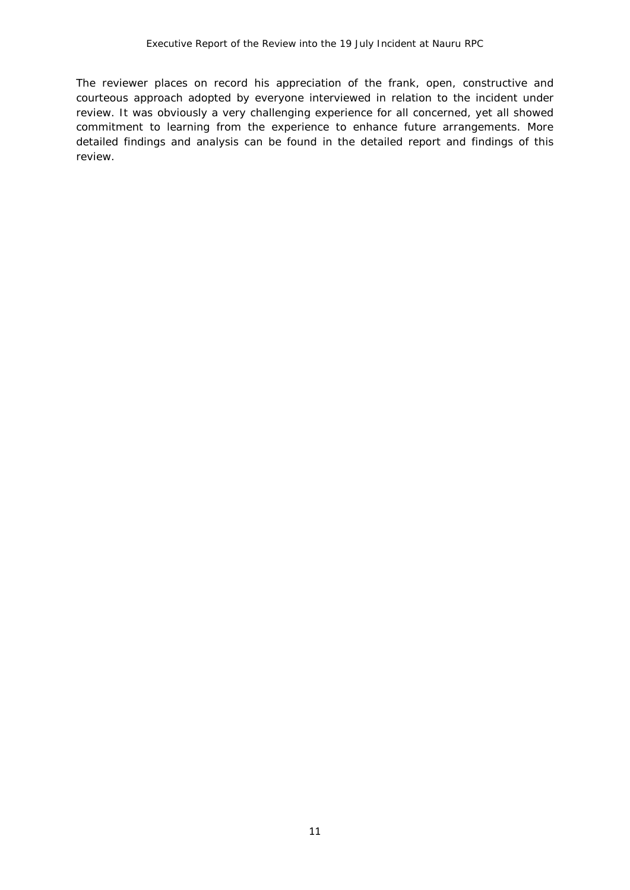The reviewer places on record his appreciation of the frank, open, constructive and courteous approach adopted by everyone interviewed in relation to the incident under review. It was obviously a very challenging experience for all concerned, yet all showed commitment to learning from the experience to enhance future arrangements. More detailed findings and analysis can be found in the detailed report and findings of this review.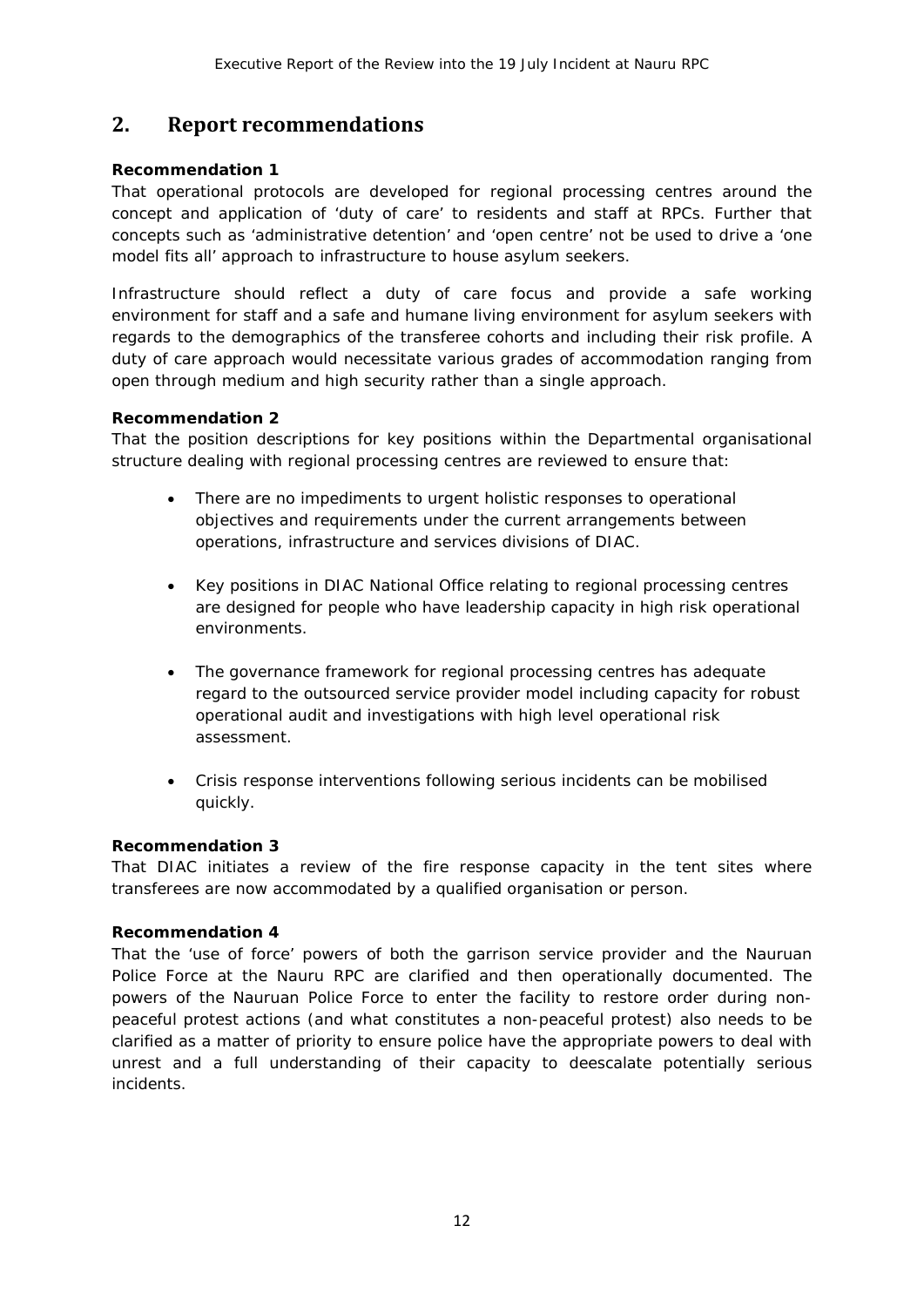## 2. Report recommendations

**Recommendation 1**

That operational protocols are developed for regional processing centres around the concept and application of 'duty of care' to residents and staff at RPCs. Further that concepts such as 'administrative detention' and 'open centre' not be used to drive a 'one model fits all' approach to infrastructure to house asylum seekers.

Infrastructure should reflect a duty of care focus and provide a safe working environment for staff and a safe and humane living environment for asylum seekers with regards to the demographics of the transferee cohorts and including their risk profile. A duty of care approach would necessitate various grades of accommodation ranging from open through medium and high security rather than a single approach.

**Recommendation 2**

That the position descriptions for key positions within the Departmental organisational structure dealing with regional processing centres are reviewed to ensure that:

- There are no impediments to urgent holistic responses to operational objectives and requirements under the current arrangements between operations, infrastructure and services divisions of DIAC.
- Key positions in DIAC National Office relating to regional processing centres are designed for people who have leadership capacity in high risk operational environments.
- The governance framework for regional processing centres has adequate regard to the outsourced service provider model including capacity for robust operational audit and investigations with high level operational risk assessment.
- Crisis response interventions following serious incidents can be mobilised quickly.

**Recommendation 3**

That DIAC initiates a review of the fire response capacity in the tent sites where transferees are now accommodated by a qualified organisation or person.

**Recommendation 4**

That the 'use of force' powers of both the garrison service provider and the Nauruan Police Force at the Nauru RPC are clarified and then operationally documented. The powers of the Nauruan Police Force to enter the facility to restore order during non-peaceful protest actions (and what constitutes a non-peaceful protest) also needs to be clarified as a matter of priority to ensure police have the appropriate powers to deal with unrest and a full understanding of their capacity to deescalate potentially serious incidents.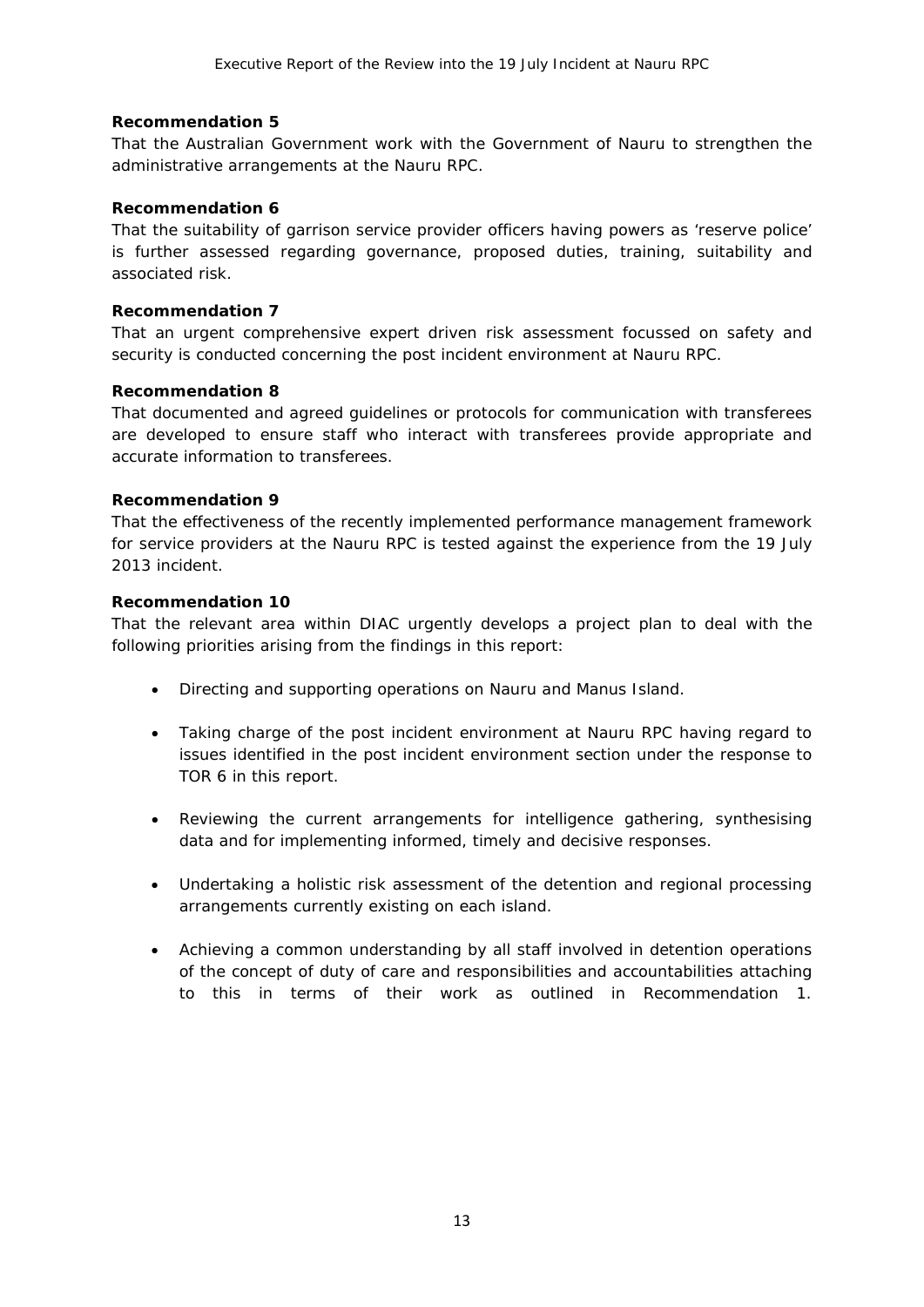**Recommendation 5**

That the Australian Government work with the Government of Nauru to strengthen the administrative arrangements at the Nauru RPC.

**Recommendation 6**

That the suitability of garrison service provider officers having powers as 'reserve police' is further assessed regarding governance, proposed duties, training, suitability and associated risk.

**Recommendation 7**

That an urgent comprehensive expert driven risk assessment focussed on safety and security is conducted concerning the post incident environment at Nauru RPC.

**Recommendation 8**

That documented and agreed guidelines or protocols for communication with transferees are developed to ensure staff who interact with transferees provide appropriate and accurate information to transferees.

**Recommendation 9**

That the effectiveness of the recently implemented performance management framework for service providers at the Nauru RPC is tested against the experience from the 19 July 2013 incident.

**Recommendation 10**

That the relevant area within DIAC urgently develops a project plan to deal with the following priorities arising from the findings in this report:

- Directing and supporting operations on Nauru and Manus Island.
- Taking charge of the post incident environment at Nauru RPC having regard to issues identified in the post incident environment section under the response to TOR 6 in this report.
- Reviewing the current arrangements for intelligence gathering, synthesising data and for implementing informed, timely and decisive responses.
- Undertaking a holistic risk assessment of the detention and regional processing arrangements currently existing on each island.
- Achieving a common understanding by all staff involved in detention operations of the concept of duty of care and responsibilities and accountabilities attaching to this in terms of their work as outlined in Recommendation 1.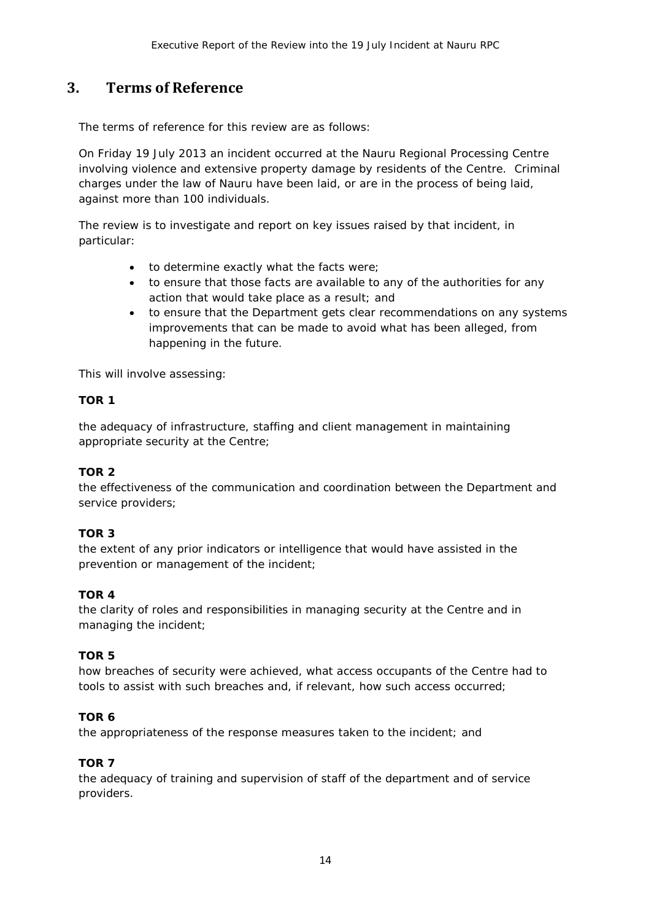## 3. Terms of Reference

The terms of reference for this review are as follows:

On Friday 19 July 2013 an incident occurred at the Nauru Regional Processing Centre involving violence and extensive property damage by residents of the Centre. Criminal charges under the law of Nauru have been laid, or are in the process of being laid, against more than 100 individuals.

The review is to investigate and report on key issues raised by that incident, in particular:

- to determine exactly what the facts were;
- to ensure that those facts are available to any of the authorities for any action that would take place as a result; and
- to ensure that the Department gets clear recommendations on any systems improvements that can be made to avoid what has been alleged, from happening in the future.

This will involve assessing:

**TOR 1**

the adequacy of infrastructure, staffing and client management in maintaining appropriate security at the Centre;

**TOR 2**

the effectiveness of the communication and coordination between the Department and service providers;

**TOR 3**

the extent of any prior indicators or intelligence that would have assisted in the prevention or management of the incident;

**TOR 4**

the clarity of roles and responsibilities in managing security at the Centre and in managing the incident;

**TOR 5**

how breaches of security were achieved, what access occupants of the Centre had to tools to assist with such breaches and, if relevant, how such access occurred;

**TOR 6**

the appropriateness of the response measures taken to the incident; and

**TOR 7**

the adequacy of training and supervision of staff of the department and of service providers.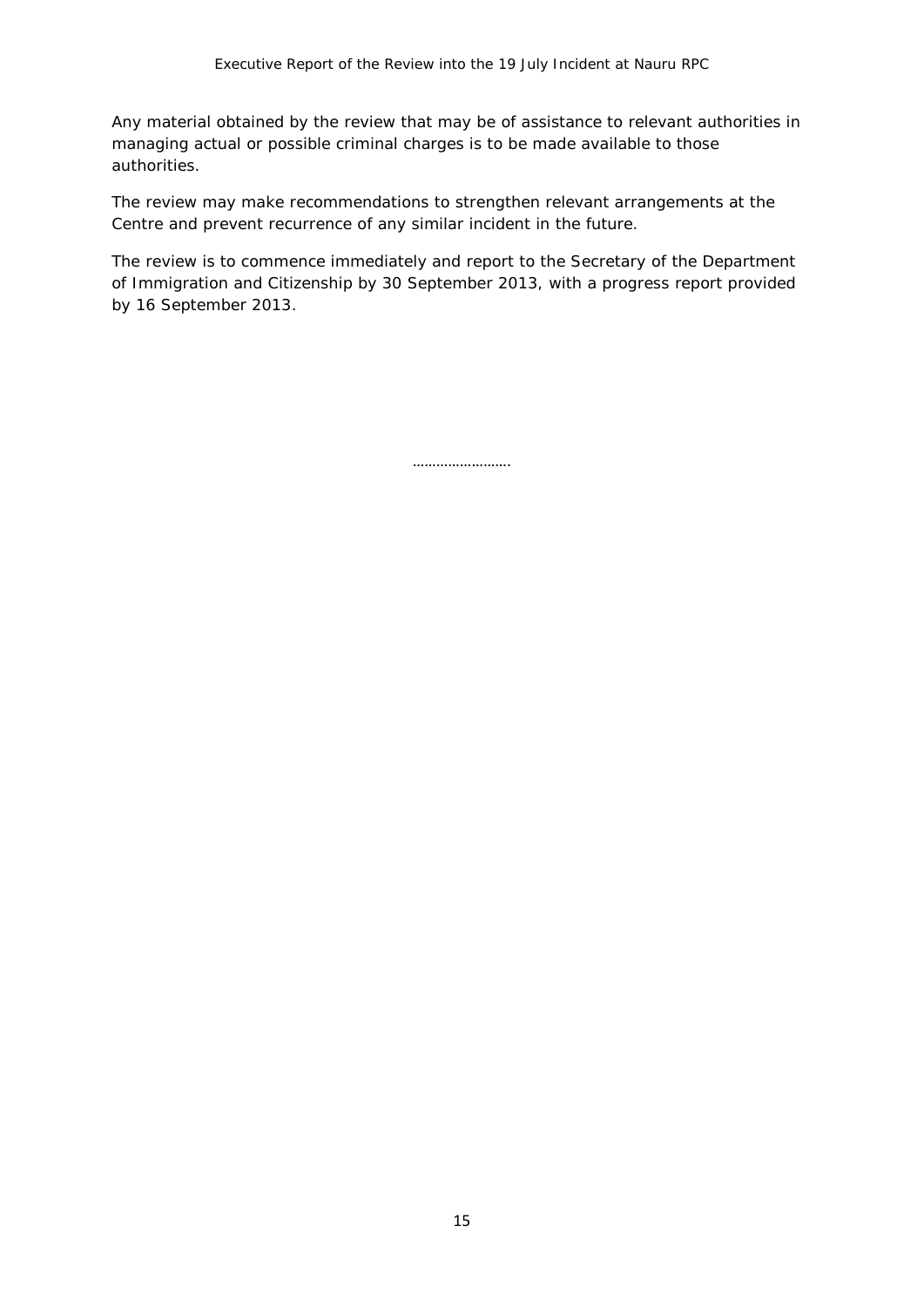Any material obtained by the review that may be of assistance to relevant authorities in managing actual or possible criminal charges is to be made available to those authorities.

The review may make recommendations to strengthen relevant arrangements at the Centre and prevent recurrence of any similar incident in the future.

The review is to commence immediately and report to the Secretary of the Department of Immigration and Citizenship by 30 September 2013, with a progress report provided by 16 September 2013.

…………………….